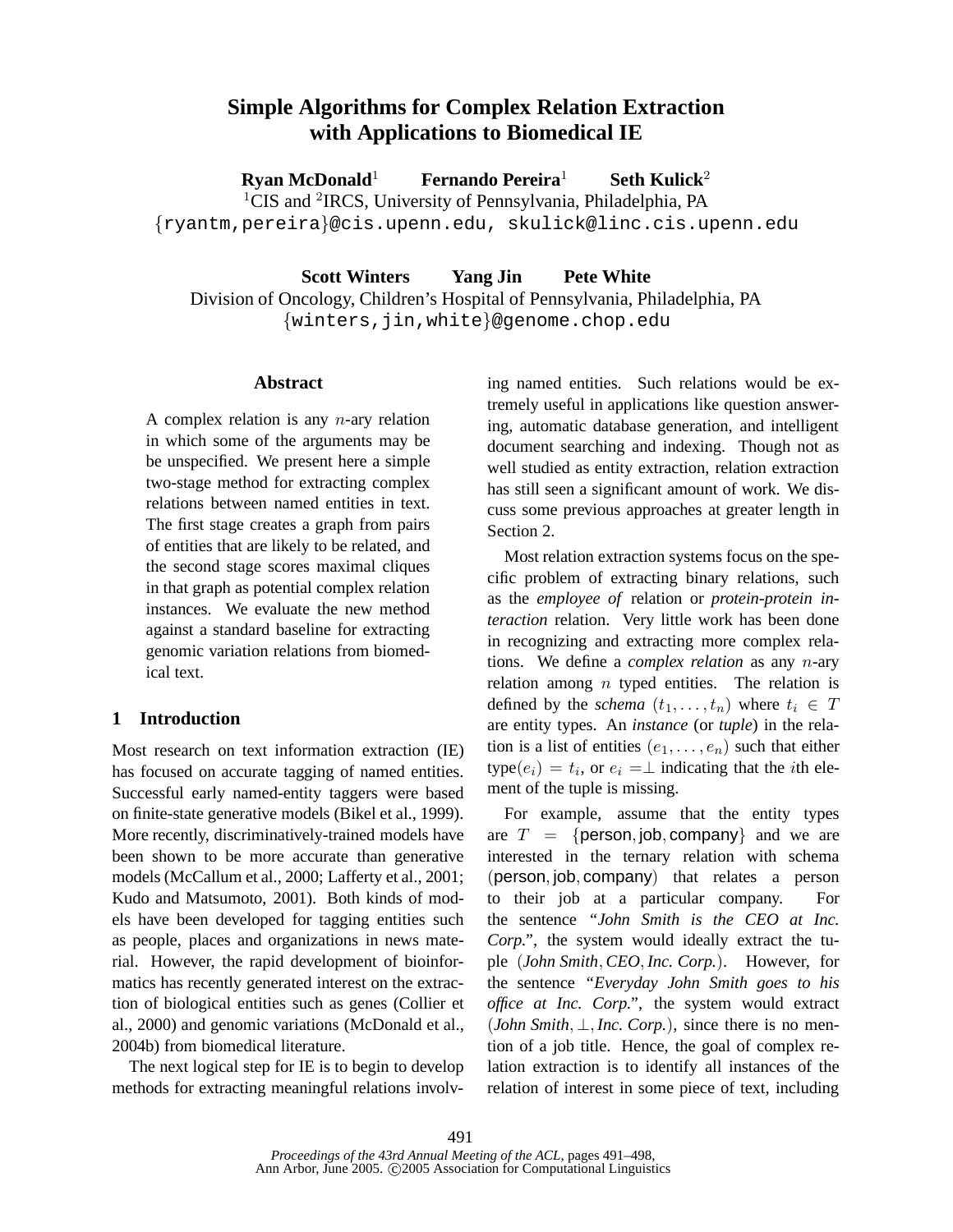# Simple Algorithms for Complex Relation Extraction with Applications to Biomedical IE

**Ryan McDonald**[1] **Fernando Pereira**[1] **Seth Kulick**[2]

[1]CIS and [2]IRCS, University of Pennsylvania, Philadelphia, PA

{ryantm,pereira}@cis.upenn.edu, skulick@linc.cis.upenn.edu

**Scott Winters** **Yang Jin** **Pete White**

Division of Oncology, Children's Hospital of Pennsylvania, Philadelphia, PA

{winters,jin,white}@genome.chop.edu

## Abstract

A complex relation is any $n$-ary relation in which some of the arguments may be be unspecified. We present here a simple two-stage method for extracting complex relations between named entities in text. The first stage creates a graph from pairs of entities that are likely to be related, and the second stage scores maximal cliques in that graph as potential complex relation instances. We evaluate the new method against a standard baseline for extracting genomic variation relations from biomedical text.

## 1 Introduction

Most research on text information extraction (IE) has focused on accurate tagging of named entities. Successful early named-entity taggers were based on finite-state generative models (Bikel et al., 1999). More recently, discriminatively-trained models have been shown to be more accurate than generative models (McCallum et al., 2000; Lafferty et al., 2001; Kudo and Matsumoto, 2001). Both kinds of models have been developed for tagging entities such as people, places and organizations in news material. However, the rapid development of bioinformatics has recently generated interest on the extraction of biological entities such as genes (Collier et al., 2000) and genomic variations (McDonald et al., 2004b) from biomedical literature.

The next logical step for IE is to begin to develop methods for extracting meaningful relations involving named entities. Such relations would be extremely useful in applications like question answering, automatic database generation, and intelligent document searching and indexing. Though not as well studied as entity extraction, relation extraction has still seen a significant amount of work. We discuss some previous approaches at greater length in Section 2.

Most relation extraction systems focus on the specific problem of extracting binary relations, such as the *employee of* relation or *protein-protein interaction* relation. Very little work has been done in recognizing and extracting more complex relations. We define a *complex relation* as any $n$-ary relation among $n$ typed entities. The relation is defined by the *schema* $(t_1, \ldots, t_n)$ where $t_i \in T$ are entity types. An *instance* (or *tuple*) in the relation is a list of entities $(e_1, \ldots, e_n)$ such that either $\text{type}(e_i) = t_i$, or $e_i = \perp$ indicating that the $i$th element of the tuple is missing.

For example, assume that the entity types are $T = \{\text{person}, \text{job}, \text{company}\}$ and we are interested in the ternary relation with schema $(\text{person}, \text{job}, \text{company})$ that relates a person to their job at a particular company. For the sentence "*John Smith is the CEO at Inc. Corp.*", the system would ideally extract the tuple $(\textit{John Smith}, \textit{CEO}, \textit{Inc. Corp.})$. However, for the sentence "*Everyday John Smith goes to his office at Inc. Corp.*", the system would extract $(\textit{John Smith}, \perp, \textit{Inc. Corp.})$, since there is no mention of a job title. Hence, the goal of complex relation extraction is to identify all instances of the relation of interest in some piece of text, including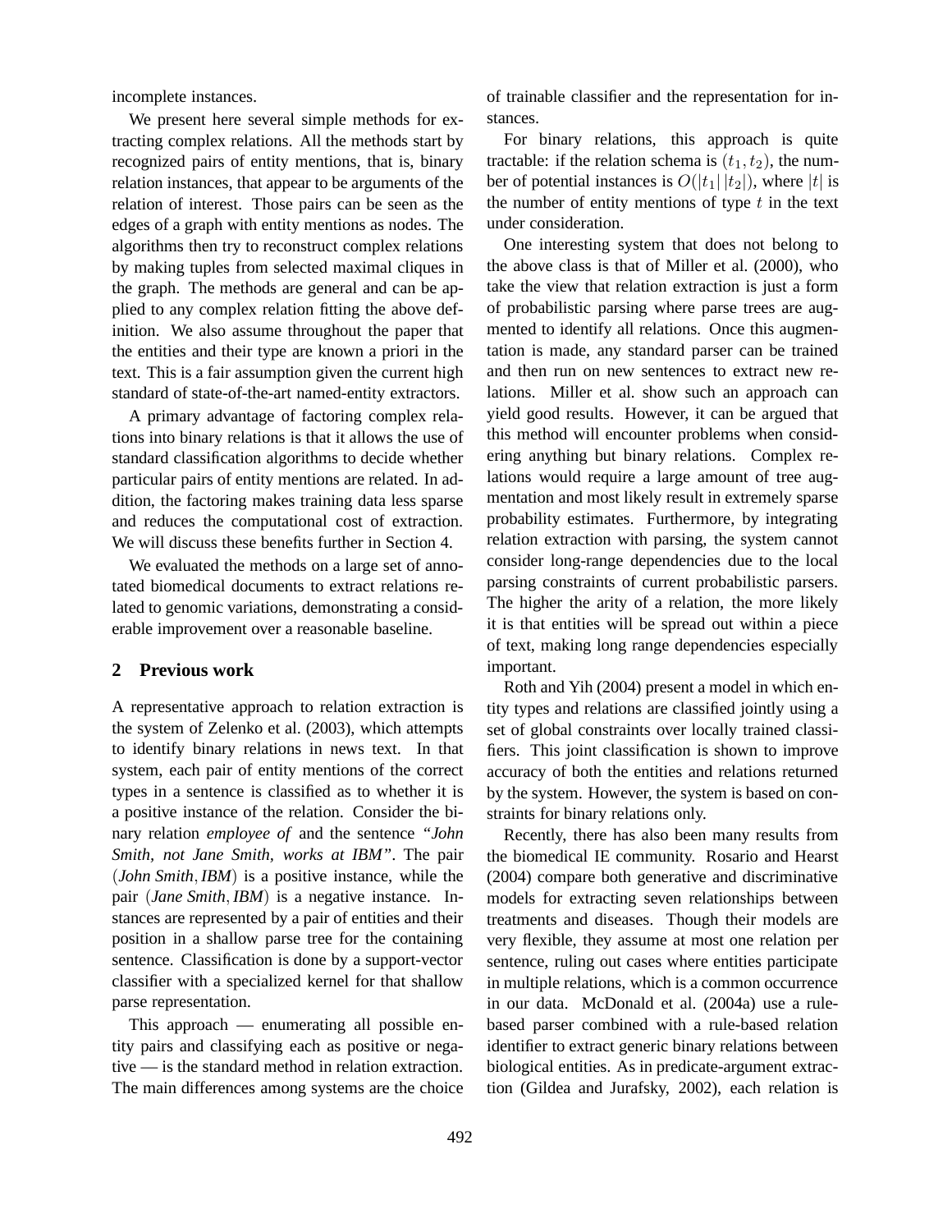incomplete instances.

We present here several simple methods for extracting complex relations. All the methods start by recognized pairs of entity mentions, that is, binary relation instances, that appear to be arguments of the relation of interest. Those pairs can be seen as the edges of a graph with entity mentions as nodes. The algorithms then try to reconstruct complex relations by making tuples from selected maximal cliques in the graph. The methods are general and can be applied to any complex relation fitting the above definition. We also assume throughout the paper that the entities and their type are known a priori in the text. This is a fair assumption given the current high standard of state-of-the-art named-entity extractors.

A primary advantage of factoring complex relations into binary relations is that it allows the use of standard classification algorithms to decide whether particular pairs of entity mentions are related. In addition, the factoring makes training data less sparse and reduces the computational cost of extraction. We will discuss these benefits further in Section 4.

We evaluated the methods on a large set of annotated biomedical documents to extract relations related to genomic variations, demonstrating a considerable improvement over a reasonable baseline.

## 2 Previous work

A representative approach to relation extraction is the system of Zelenko et al. (2003), which attempts to identify binary relations in news text. In that system, each pair of entity mentions of the correct types in a sentence is classified as to whether it is a positive instance of the relation. Consider the binary relation *employee of* and the sentence *"John Smith, not Jane Smith, works at IBM"*. The pair $(\textit{John Smith}, \textit{IBM})$ is a positive instance, while the pair $(\textit{Jane Smith}, \textit{IBM})$ is a negative instance. Instances are represented by a pair of entities and their position in a shallow parse tree for the containing sentence. Classification is done by a support-vector classifier with a specialized kernel for that shallow parse representation.

This approach — enumerating all possible entity pairs and classifying each as positive or negative — is the standard method in relation extraction. The main differences among systems are the choice of trainable classifier and the representation for instances.

For binary relations, this approach is quite tractable: if the relation schema is $(t_1, t_2)$, the number of potential instances is $O(|t_1|\,|t_2|)$, where $|t|$ is the number of entity mentions of type $t$ in the text under consideration.

One interesting system that does not belong to the above class is that of Miller et al. (2000), who take the view that relation extraction is just a form of probabilistic parsing where parse trees are augmented to identify all relations. Once this augmentation is made, any standard parser can be trained and then run on new sentences to extract new relations. Miller et al. show such an approach can yield good results. However, it can be argued that this method will encounter problems when considering anything but binary relations. Complex relations would require a large amount of tree augmentation and most likely result in extremely sparse probability estimates. Furthermore, by integrating relation extraction with parsing, the system cannot consider long-range dependencies due to the local parsing constraints of current probabilistic parsers. The higher the arity of a relation, the more likely it is that entities will be spread out within a piece of text, making long range dependencies especially important.

Roth and Yih (2004) present a model in which entity types and relations are classified jointly using a set of global constraints over locally trained classifiers. This joint classification is shown to improve accuracy of both the entities and relations returned by the system. However, the system is based on constraints for binary relations only.

Recently, there has also been many results from the biomedical IE community. Rosario and Hearst (2004) compare both generative and discriminative models for extracting seven relationships between treatments and diseases. Though their models are very flexible, they assume at most one relation per sentence, ruling out cases where entities participate in multiple relations, which is a common occurrence in our data. McDonald et al. (2004a) use a rule-based parser combined with a rule-based relation identifier to extract generic binary relations between biological entities. As in predicate-argument extraction (Gildea and Jurafsky, 2002), each relation is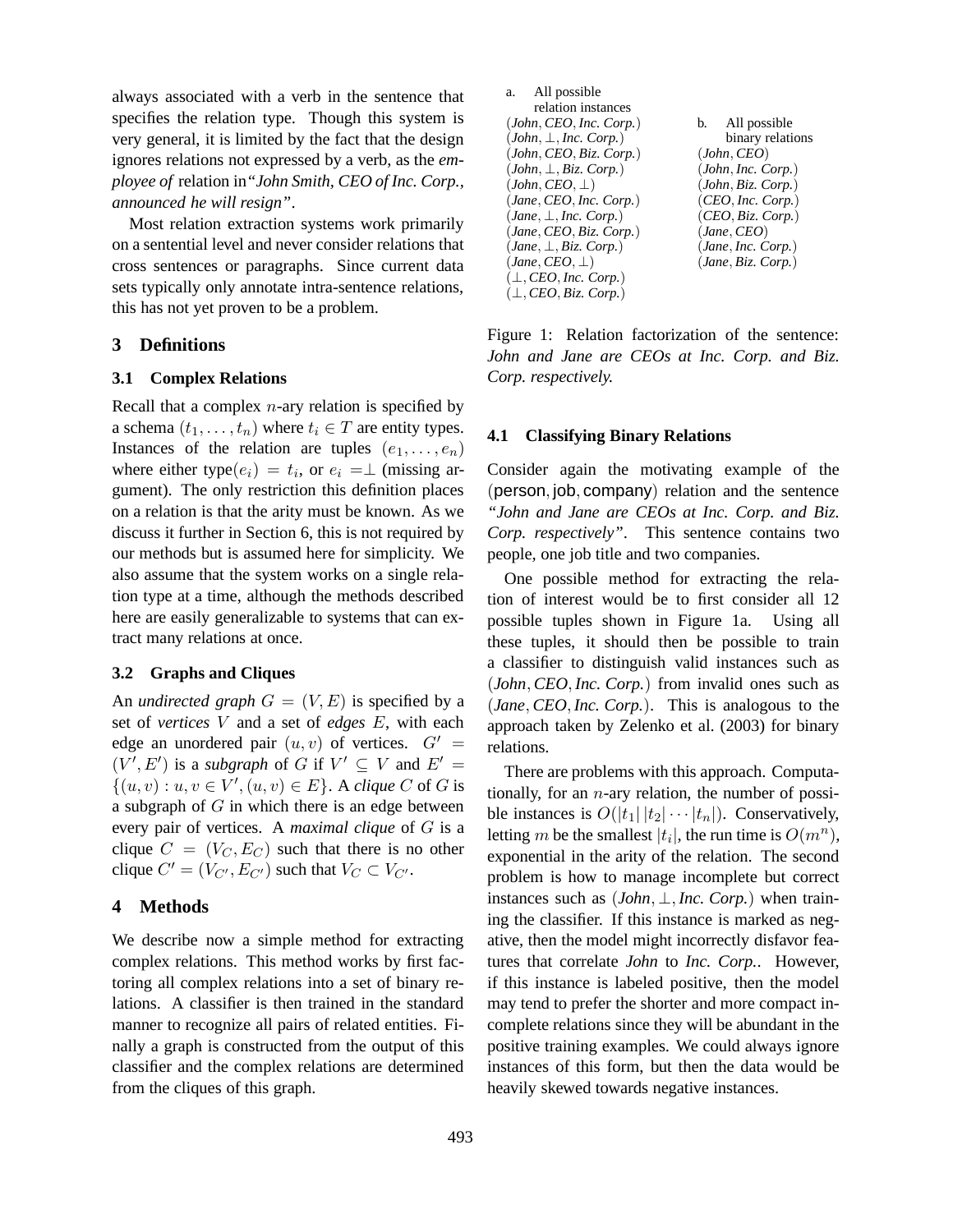always associated with a verb in the sentence that specifies the relation type. Though this system is very general, it is limited by the fact that the design ignores relations not expressed by a verb, as the *employee of* relation in *"John Smith, CEO of Inc. Corp., announced he will resign"*.

Most relation extraction systems work primarily on a sentential level and never consider relations that cross sentences or paragraphs. Since current data sets typically only annotate intra-sentence relations, this has not yet proven to be a problem.

## 3 Definitions

### 3.1 Complex Relations

Recall that a complex $n$-ary relation is specified by a schema $(t_1, \ldots, t_n)$ where $t_i \in T$ are entity types. Instances of the relation are tuples $(e_1, \ldots, e_n)$ where either type$(e_i) = t_i$, or $e_i = \perp$ (missing argument). The only restriction this definition places on a relation is that the arity must be known. As we discuss it further in Section 6, this is not required by our methods but is assumed here for simplicity. We also assume that the system works on a single relation type at a time, although the methods described here are easily generalizable to systems that can extract many relations at once.

### 3.2 Graphs and Cliques

An *undirected graph* $G = (V, E)$ is specified by a set of *vertices* $V$ and a set of *edges* $E$, with each edge an unordered pair $(u, v)$ of vertices. $G' = (V', E')$ is a *subgraph* of $G$ if $V' \subseteq V$ and $E' = \{(u, v) : u, v \in V', (u, v) \in E\}$. A *clique* $C$ of $G$ is a subgraph of $G$ in which there is an edge between every pair of vertices. A *maximal clique* of $G$ is a clique $C = (V_C, E_C)$ such that there is no other clique $C' = (V_{C'}, E_{C'})$ such that $V_C \subset V_{C'}$.

## 4 Methods

We describe now a simple method for extracting complex relations. This method works by first factoring all complex relations into a set of binary relations. A classifier is then trained in the standard manner to recognize all pairs of related entities. Finally a graph is constructed from the output of this classifier and the complex relations are determined from the cliques of this graph.

a. All possible relation instances

($John, CEO, Inc. Corp.$)
($John, \perp, Inc. Corp.$)
($John, CEO, Biz. Corp.$)
($John, \perp, Biz. Corp.$)
($John, CEO, \perp$)
($Jane, CEO, Inc. Corp.$)
($Jane, \perp, Inc. Corp.$)
($Jane, CEO, Biz. Corp.$)
($Jane, \perp, Biz. Corp.$)
($Jane, CEO, \perp$)
($\perp, CEO, Inc. Corp.$)
($\perp, CEO, Biz. Corp.$)

b. All possible binary relations

($John, CEO$)
($John, Inc. Corp.$)
($John, Biz. Corp.$)
($CEO, Inc. Corp.$)
($CEO, Biz. Corp.$)
($Jane, CEO$)
($Jane, Inc. Corp.$)
($Jane, Biz. Corp.$)

Figure 1: Relation factorization of the sentence: *John and Jane are CEOs at Inc. Corp. and Biz. Corp. respectively.*

### 4.1 Classifying Binary Relations

Consider again the motivating example of the (person, job, company) relation and the sentence *"John and Jane are CEOs at Inc. Corp. and Biz. Corp. respectively"*. This sentence contains two people, one job title and two companies.

One possible method for extracting the relation of interest would be to first consider all 12 possible tuples shown in Figure 1a. Using all these tuples, it should then be possible to train a classifier to distinguish valid instances such as ($John, CEO, Inc. Corp.$) from invalid ones such as ($Jane, CEO, Inc. Corp.$). This is analogous to the approach taken by Zelenko et al. (2003) for binary relations.

There are problems with this approach. Computationally, for an $n$-ary relation, the number of possible instances is $O(|t_1|\,|t_2| \cdots |t_n|)$. Conservatively, letting $m$ be the smallest $|t_i|$, the run time is $O(m^n)$, exponential in the arity of the relation. The second problem is how to manage incomplete but correct instances such as ($John, \perp, Inc. Corp.$) when training the classifier. If this instance is marked as negative, then the model might incorrectly disfavor features that correlate *John* to *Inc. Corp.*. However, if this instance is labeled positive, then the model may tend to prefer the shorter and more compact incomplete relations since they will be abundant in the positive training examples. We could always ignore instances of this form, but then the data would be heavily skewed towards negative instances.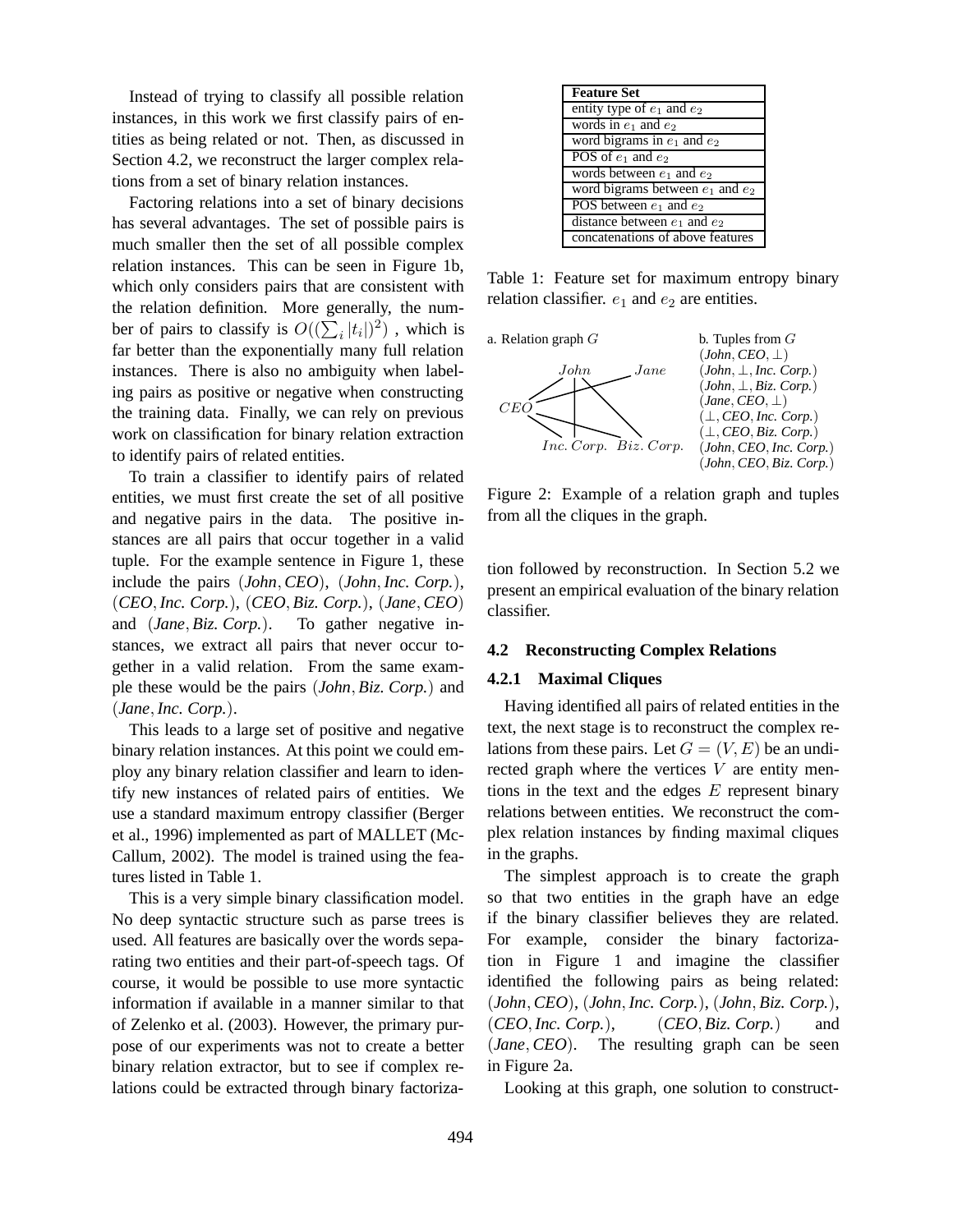Instead of trying to classify all possible relation instances, in this work we first classify pairs of entities as being related or not. Then, as discussed in Section 4.2, we reconstruct the larger complex relations from a set of binary relation instances.

Factoring relations into a set of binary decisions has several advantages. The set of possible pairs is much smaller then the set of all possible complex relation instances. This can be seen in Figure 1b, which only considers pairs that are consistent with the relation definition. More generally, the number of pairs to classify is $O((\sum_i |t_i|)^2)$ , which is far better than the exponentially many full relation instances. There is also no ambiguity when labeling pairs as positive or negative when constructing the training data. Finally, we can rely on previous work on classification for binary relation extraction to identify pairs of related entities.

To train a classifier to identify pairs of related entities, we must first create the set of all positive and negative pairs in the data. The positive instances are all pairs that occur together in a valid tuple. For the example sentence in Figure 1, these include the pairs (*John*, *CEO*), (*John*, *Inc. Corp.*), (*CEO*, *Inc. Corp.*), (*CEO*, *Biz. Corp.*), (*Jane*, *CEO*) and (*Jane*, *Biz. Corp.*). To gather negative instances, we extract all pairs that never occur together in a valid relation. From the same example these would be the pairs (*John*, *Biz. Corp.*) and (*Jane*, *Inc. Corp.*).

This leads to a large set of positive and negative binary relation instances. At this point we could employ any binary relation classifier and learn to identify new instances of related pairs of entities. We use a standard maximum entropy classifier (Berger et al., 1996) implemented as part of MALLET (McCallum, 2002). The model is trained using the features listed in Table 1.

| Feature Set |
|---|
| entity type of $e_1$ and $e_2$ |
| words in $e_1$ and $e_2$ |
| word bigrams in $e_1$ and $e_2$ |
| POS of $e_1$ and $e_2$ |
| words between $e_1$ and $e_2$ |
| word bigrams between $e_1$ and $e_2$ |
| POS between $e_1$ and $e_2$ |
| distance between $e_1$ and $e_2$ |
| concatenations of above features |

Table 1: Feature set for maximum entropy binary relation classifier. $e_1$ and $e_2$ are entities.

a. Relation graph $G$

b. Tuples from $G$
(*John*, *CEO*, $\bot$)
(*John*, $\bot$, *Inc. Corp.*)
(*John*, $\bot$, *Biz. Corp.*)
(*Jane*, *CEO*, $\bot$)
($\bot$, *CEO*, *Inc. Corp.*)
($\bot$, *CEO*, *Biz. Corp.*)
(*John*, *CEO*, *Inc. Corp.*)
(*John*, *CEO*, *Biz. Corp.*)

Figure 2: Example of a relation graph and tuples from all the cliques in the graph.

This is a very simple binary classification model. No deep syntactic structure such as parse trees is used. All features are basically over the words separating two entities and their part-of-speech tags. Of course, it would be possible to use more syntactic information if available in a manner similar to that of Zelenko et al. (2003). However, the primary purpose of our experiments was not to create a better binary relation extractor, but to see if complex relations could be extracted through binary factorization followed by reconstruction. In Section 5.2 we present an empirical evaluation of the binary relation classifier.

### 4.2 Reconstructing Complex Relations

#### 4.2.1 Maximal Cliques

Having identified all pairs of related entities in the text, the next stage is to reconstruct the complex relations from these pairs. Let $G = (V, E)$ be an undirected graph where the vertices $V$ are entity mentions in the text and the edges $E$ represent binary relations between entities. We reconstruct the complex relation instances by finding maximal cliques in the graphs.

The simplest approach is to create the graph so that two entities in the graph have an edge if the binary classifier believes they are related. For example, consider the binary factorization in Figure 1 and imagine the classifier identified the following pairs as being related: (*John*, *CEO*), (*John*, *Inc. Corp.*), (*John*, *Biz. Corp.*), (*CEO*, *Inc. Corp.*), (*CEO*, *Biz. Corp.*) and (*Jane*, *CEO*). The resulting graph can be seen in Figure 2a.

Looking at this graph, one solution to construct-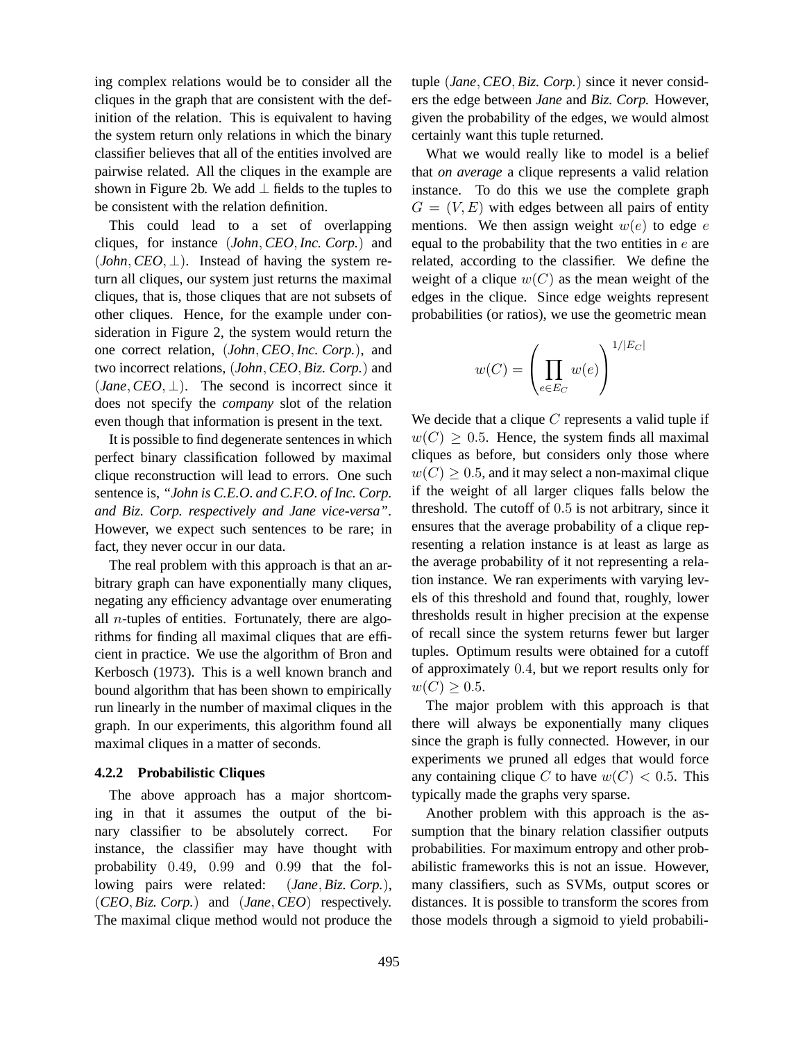ing complex relations would be to consider all the cliques in the graph that are consistent with the definition of the relation. This is equivalent to having the system return only relations in which the binary classifier believes that all of the entities involved are pairwise related. All the cliques in the example are shown in Figure 2b. We add $\perp$ fields to the tuples to be consistent with the relation definition.

This could lead to a set of overlapping cliques, for instance $(\textit{John}, \textit{CEO}, \textit{Inc. Corp.})$ and $(\textit{John}, \textit{CEO}, \perp)$. Instead of having the system return all cliques, our system just returns the maximal cliques, that is, those cliques that are not subsets of other cliques. Hence, for the example under consideration in Figure 2, the system would return the one correct relation, $(\textit{John}, \textit{CEO}, \textit{Inc. Corp.})$, and two incorrect relations, $(\textit{John}, \textit{CEO}, \textit{Biz. Corp.})$ and $(\textit{Jane}, \textit{CEO}, \perp)$. The second is incorrect since it does not specify the *company* slot of the relation even though that information is present in the text.

It is possible to find degenerate sentences in which perfect binary classification followed by maximal clique reconstruction will lead to errors. One such sentence is, *"John is C.E.O. and C.F.O. of Inc. Corp. and Biz. Corp. respectively and Jane vice-versa"*. However, we expect such sentences to be rare; in fact, they never occur in our data.

The real problem with this approach is that an arbitrary graph can have exponentially many cliques, negating any efficiency advantage over enumerating all $n$-tuples of entities. Fortunately, there are algorithms for finding all maximal cliques that are efficient in practice. We use the algorithm of Bron and Kerbosch (1973). This is a well known branch and bound algorithm that has been shown to empirically run linearly in the number of maximal cliques in the graph. In our experiments, this algorithm found all maximal cliques in a matter of seconds.

#### 4.2.2 Probabilistic Cliques

The above approach has a major shortcoming in that it assumes the output of the binary classifier to be absolutely correct. For instance, the classifier may have thought with probability $0.49$, $0.99$ and $0.99$ that the following pairs were related: $(\textit{Jane}, \textit{Biz. Corp.})$, $(\textit{CEO}, \textit{Biz. Corp.})$ and $(\textit{Jane}, \textit{CEO})$ respectively. The maximal clique method would not produce the tuple $(\textit{Jane}, \textit{CEO}, \textit{Biz. Corp.})$ since it never considers the edge between *Jane* and *Biz. Corp.* However, given the probability of the edges, we would almost certainly want this tuple returned.

What we would really like to model is a belief that *on average* a clique represents a valid relation instance. To do this we use the complete graph $G = (V, E)$ with edges between all pairs of entity mentions. We then assign weight $w(e)$ to edge $e$ equal to the probability that the two entities in $e$ are related, according to the classifier. We define the weight of a clique $w(C)$ as the mean weight of the edges in the clique. Since edge weights represent probabilities (or ratios), we use the geometric mean

$$w(C) = \left( \prod_{e \in E_C} w(e) \right)^{1/|E_C|}$$

We decide that a clique $C$ represents a valid tuple if $w(C) \geq 0.5$. Hence, the system finds all maximal cliques as before, but considers only those where $w(C) \geq 0.5$, and it may select a non-maximal clique if the weight of all larger cliques falls below the threshold. The cutoff of $0.5$ is not arbitrary, since it ensures that the average probability of a clique representing a relation instance is at least as large as the average probability of it not representing a relation instance. We ran experiments with varying levels of this threshold and found that, roughly, lower thresholds result in higher precision at the expense of recall since the system returns fewer but larger tuples. Optimum results were obtained for a cutoff of approximately $0.4$, but we report results only for $w(C) \geq 0.5$.

The major problem with this approach is that there will always be exponentially many cliques since the graph is fully connected. However, in our experiments we pruned all edges that would force any containing clique $C$ to have $w(C) < 0.5$. This typically made the graphs very sparse.

Another problem with this approach is the assumption that the binary relation classifier outputs probabilities. For maximum entropy and other probabilistic frameworks this is not an issue. However, many classifiers, such as SVMs, output scores or distances. It is possible to transform the scores from those models through a sigmoid to yield probabili-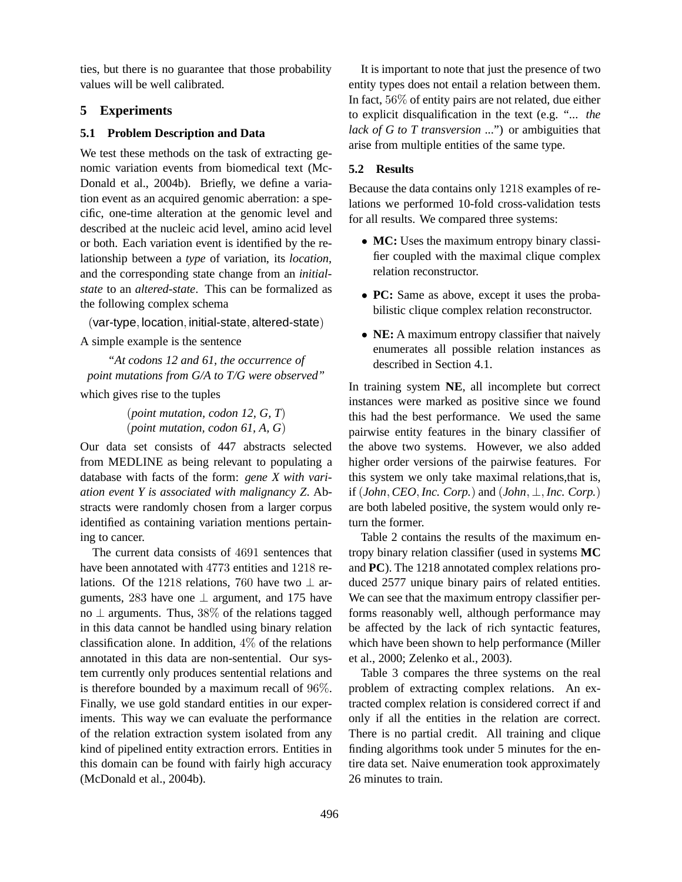ties, but there is no guarantee that those probability values will be well calibrated.

## 5 Experiments

### 5.1 Problem Description and Data

We test these methods on the task of extracting genomic variation events from biomedical text (McDonald et al., 2004b). Briefly, we define a variation event as an acquired genomic aberration: a specific, one-time alteration at the genomic level and described at the nucleic acid level, amino acid level or both. Each variation event is identified by the relationship between a *type* of variation, its *location*, and the corresponding state change from an *initial-state* to an *altered-state*. This can be formalized as the following complex schema

$(\text{var-type}, \text{location}, \text{initial-state}, \text{altered-state})$

A simple example is the sentence

*"At codons 12 and 61, the occurrence of point mutations from G/A to T/G were observed"*

which gives rise to the tuples

$(\textit{point mutation, codon 12, G, T})$
$(\textit{point mutation, codon 61, A, G})$

Our data set consists of 447 abstracts selected from MEDLINE as being relevant to populating a database with facts of the form: *gene X with variation event Y is associated with malignancy Z*. Abstracts were randomly chosen from a larger corpus identified as containing variation mentions pertaining to cancer.

The current data consists of $4691$ sentences that have been annotated with $4773$ entities and $1218$ relations. Of the $1218$ relations, $760$ have two $\perp$ arguments, $283$ have one $\perp$ argument, and 175 have no $\perp$ arguments. Thus, $38\%$ of the relations tagged in this data cannot be handled using binary relation classification alone. In addition, $4\%$ of the relations annotated in this data are non-sentential. Our system currently only produces sentential relations and is therefore bounded by a maximum recall of $96\%$. Finally, we use gold standard entities in our experiments. This way we can evaluate the performance of the relation extraction system isolated from any kind of pipelined entity extraction errors. Entities in this domain can be found with fairly high accuracy (McDonald et al., 2004b).

It is important to note that just the presence of two entity types does not entail a relation between them. In fact, $56\%$ of entity pairs are not related, due either to explicit disqualification in the text (e.g. "*... the lack of G to T transversion ...*") or ambiguities that arise from multiple entities of the same type.

### 5.2 Results

Because the data contains only $1218$ examples of relations we performed 10-fold cross-validation tests for all results. We compared three systems:

- **MC:** Uses the maximum entropy binary classifier coupled with the maximal clique complex relation reconstructor.
- **PC:** Same as above, except it uses the probabilistic clique complex relation reconstructor.
- **NE:** A maximum entropy classifier that naively enumerates all possible relation instances as described in Section 4.1.

In training system **NE**, all incomplete but correct instances were marked as positive since we found this had the best performance. We used the same pairwise entity features in the binary classifier of the above two systems. However, we also added higher order versions of the pairwise features. For this system we only take maximal relations,that is, if $(\textit{John}, \textit{CEO}, \textit{Inc. Corp.})$ and $(\textit{John}, \perp, \textit{Inc. Corp.})$ are both labeled positive, the system would only return the former.

Table 2 contains the results of the maximum entropy binary relation classifier (used in systems **MC** and **PC**). The 1218 annotated complex relations produced 2577 unique binary pairs of related entities. We can see that the maximum entropy classifier performs reasonably well, although performance may be affected by the lack of rich syntactic features, which have been shown to help performance (Miller et al., 2000; Zelenko et al., 2003).

Table 3 compares the three systems on the real problem of extracting complex relations. An extracted complex relation is considered correct if and only if all the entities in the relation are correct. There is no partial credit. All training and clique finding algorithms took under 5 minutes for the entire data set. Naive enumeration took approximately 26 minutes to train.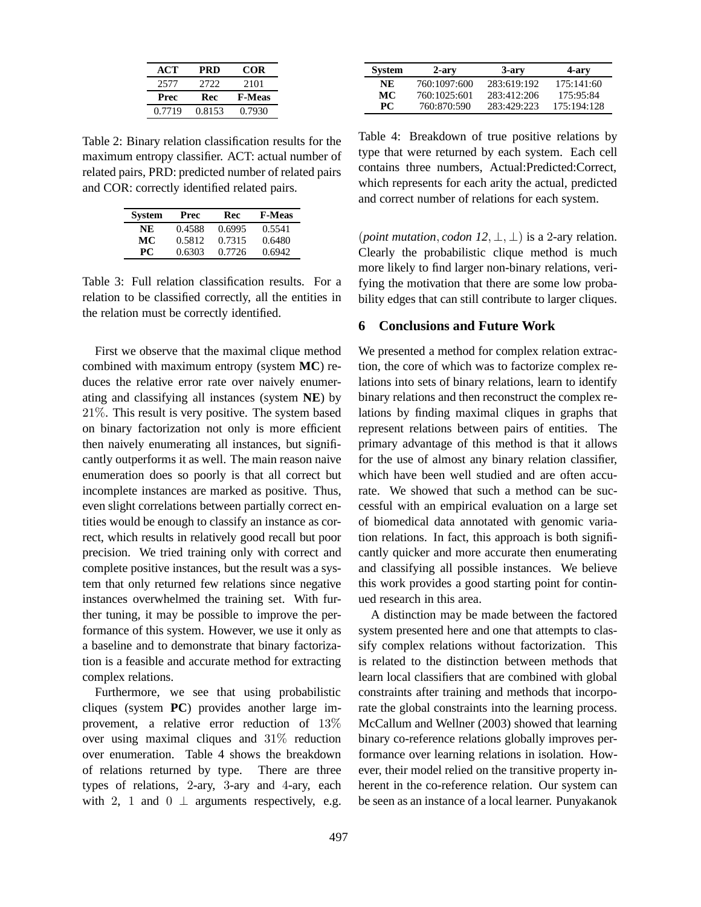| ACT | PRD | COR |
|---|---|---|
| 2577 | 2722 | 2101 |
| **Prec** | **Rec** | **F-Meas** |
| 0.7719 | 0.8153 | 0.7930 |

Table 2: Binary relation classification results for the maximum entropy classifier. ACT: actual number of related pairs, PRD: predicted number of related pairs and COR: correctly identified related pairs.

| System | Prec | Rec | F-Meas |
|---|---|---|---|
| **NE** | 0.4588 | 0.6995 | 0.5541 |
| **MC** | 0.5812 | 0.7315 | 0.6480 |
| **PC** | 0.6303 | 0.7726 | 0.6942 |

Table 3: Full relation classification results. For a relation to be classified correctly, all the entities in the relation must be correctly identified.

First we observe that the maximal clique method combined with maximum entropy (system **MC**) reduces the relative error rate over naively enumerating and classifying all instances (system **NE**) by 21%. This result is very positive. The system based on binary factorization not only is more efficient then naively enumerating all instances, but significantly outperforms it as well. The main reason naive enumeration does so poorly is that all correct but incomplete instances are marked as positive. Thus, even slight correlations between partially correct entities would be enough to classify an instance as correct, which results in relatively good recall but poor precision. We tried training only with correct and complete positive instances, but the result was a system that only returned few relations since negative instances overwhelmed the training set. With further tuning, it may be possible to improve the performance of this system. However, we use it only as a baseline and to demonstrate that binary factorization is a feasible and accurate method for extracting complex relations.

Furthermore, we see that using probabilistic cliques (system **PC**) provides another large improvement, a relative error reduction of 13% over using maximal cliques and 31% reduction over enumeration. Table 4 shows the breakdown of relations returned by type. There are three types of relations, 2-ary, 3-ary and 4-ary, each with 2, 1 and 0 $\perp$ arguments respectively, e.g. (*point mutation*, *codon 12*, $\perp$, $\perp$) is a 2-ary relation. Clearly the probabilistic clique method is much more likely to find larger non-binary relations, verifying the motivation that there are some low probability edges that can still contribute to larger cliques.

| System | 2-ary | 3-ary | 4-ary |
|---|---|---|---|
| **NE** | 760:1097:600 | 283:619:192 | 175:141:60 |
| **MC** | 760:1025:601 | 283:412:206 | 175:95:84 |
| **PC** | 760:870:590 | 283:429:223 | 175:194:128 |

Table 4: Breakdown of true positive relations by type that were returned by each system. Each cell contains three numbers, Actual:Predicted:Correct, which represents for each arity the actual, predicted and correct number of relations for each system.

## 6 Conclusions and Future Work

We presented a method for complex relation extraction, the core of which was to factorize complex relations into sets of binary relations, learn to identify binary relations and then reconstruct the complex relations by finding maximal cliques in graphs that represent relations between pairs of entities. The primary advantage of this method is that it allows for the use of almost any binary relation classifier, which have been well studied and are often accurate. We showed that such a method can be successful with an empirical evaluation on a large set of biomedical data annotated with genomic variation relations. In fact, this approach is both significantly quicker and more accurate then enumerating and classifying all possible instances. We believe this work provides a good starting point for continued research in this area.

A distinction may be made between the factored system presented here and one that attempts to classify complex relations without factorization. This is related to the distinction between methods that learn local classifiers that are combined with global constraints after training and methods that incorporate the global constraints into the learning process. McCallum and Wellner (2003) showed that learning binary co-reference relations globally improves performance over learning relations in isolation. However, their model relied on the transitive property inherent in the co-reference relation. Our system can be seen as an instance of a local learner. Punyakanok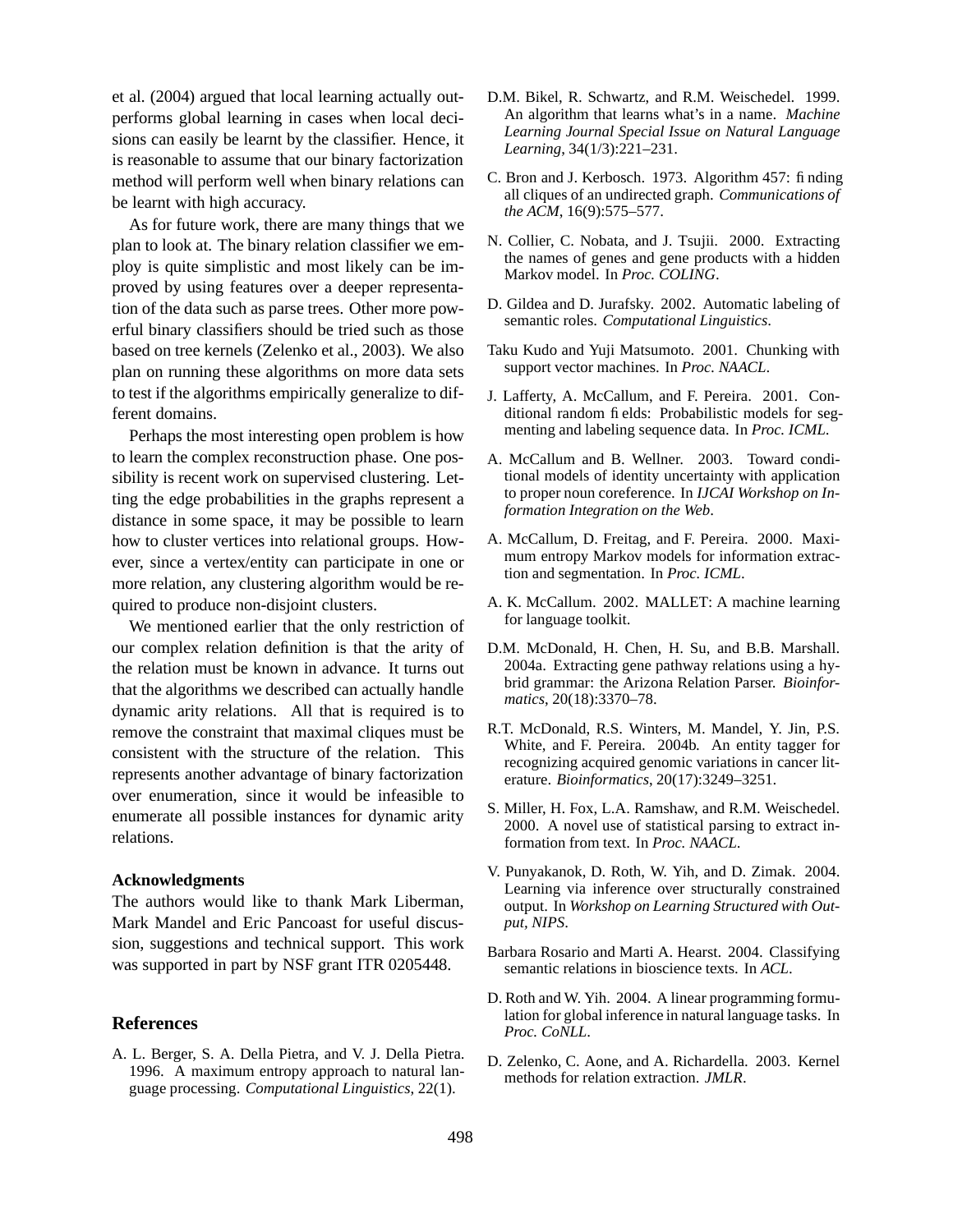et al. (2004) argued that local learning actually outperforms global learning in cases when local decisions can easily be learnt by the classifier. Hence, it is reasonable to assume that our binary factorization method will perform well when binary relations can be learnt with high accuracy.

As for future work, there are many things that we plan to look at. The binary relation classifier we employ is quite simplistic and most likely can be improved by using features over a deeper representation of the data such as parse trees. Other more powerful binary classifiers should be tried such as those based on tree kernels (Zelenko et al., 2003). We also plan on running these algorithms on more data sets to test if the algorithms empirically generalize to different domains.

Perhaps the most interesting open problem is how to learn the complex reconstruction phase. One possibility is recent work on supervised clustering. Letting the edge probabilities in the graphs represent a distance in some space, it may be possible to learn how to cluster vertices into relational groups. However, since a vertex/entity can participate in one or more relation, any clustering algorithm would be required to produce non-disjoint clusters.

We mentioned earlier that the only restriction of our complex relation definition is that the arity of the relation must be known in advance. It turns out that the algorithms we described can actually handle dynamic arity relations. All that is required is to remove the constraint that maximal cliques must be consistent with the structure of the relation. This represents another advantage of binary factorization over enumeration, since it would be infeasible to enumerate all possible instances for dynamic arity relations.

### Acknowledgments

The authors would like to thank Mark Liberman, Mark Mandel and Eric Pancoast for useful discussion, suggestions and technical support. This work was supported in part by NSF grant ITR 0205448.

## References

A. L. Berger, S. A. Della Pietra, and V. J. Della Pietra. 1996. A maximum entropy approach to natural language processing. *Computational Linguistics*, 22(1).

D.M. Bikel, R. Schwartz, and R.M. Weischedel. 1999. An algorithm that learns what's in a name. *Machine Learning Journal Special Issue on Natural Language Learning*, 34(1/3):221–231.

C. Bron and J. Kerbosch. 1973. Algorithm 457: finding all cliques of an undirected graph. *Communications of the ACM*, 16(9):575–577.

N. Collier, C. Nobata, and J. Tsujii. 2000. Extracting the names of genes and gene products with a hidden Markov model. In *Proc. COLING*.

D. Gildea and D. Jurafsky. 2002. Automatic labeling of semantic roles. *Computational Linguistics*.

Taku Kudo and Yuji Matsumoto. 2001. Chunking with support vector machines. In *Proc. NAACL*.

J. Lafferty, A. McCallum, and F. Pereira. 2001. Conditional random fields: Probabilistic models for segmenting and labeling sequence data. In *Proc. ICML*.

A. McCallum and B. Wellner. 2003. Toward conditional models of identity uncertainty with application to proper noun coreference. In *IJCAI Workshop on Information Integration on the Web*.

A. McCallum, D. Freitag, and F. Pereira. 2000. Maximum entropy Markov models for information extraction and segmentation. In *Proc. ICML*.

A. K. McCallum. 2002. MALLET: A machine learning for language toolkit.

D.M. McDonald, H. Chen, H. Su, and B.B. Marshall. 2004a. Extracting gene pathway relations using a hybrid grammar: the Arizona Relation Parser. *Bioinformatics*, 20(18):3370–78.

R.T. McDonald, R.S. Winters, M. Mandel, Y. Jin, P.S. White, and F. Pereira. 2004b. An entity tagger for recognizing acquired genomic variations in cancer literature. *Bioinformatics*, 20(17):3249–3251.

S. Miller, H. Fox, L.A. Ramshaw, and R.M. Weischedel. 2000. A novel use of statistical parsing to extract information from text. In *Proc. NAACL*.

V. Punyakanok, D. Roth, W. Yih, and D. Zimak. 2004. Learning via inference over structurally constrained output. In *Workshop on Learning Structured with Output, NIPS*.

Barbara Rosario and Marti A. Hearst. 2004. Classifying semantic relations in bioscience texts. In *ACL*.

D. Roth and W. Yih. 2004. A linear programming formulation for global inference in natural language tasks. In *Proc. CoNLL*.

D. Zelenko, C. Aone, and A. Richardella. 2003. Kernel methods for relation extraction. *JMLR*.